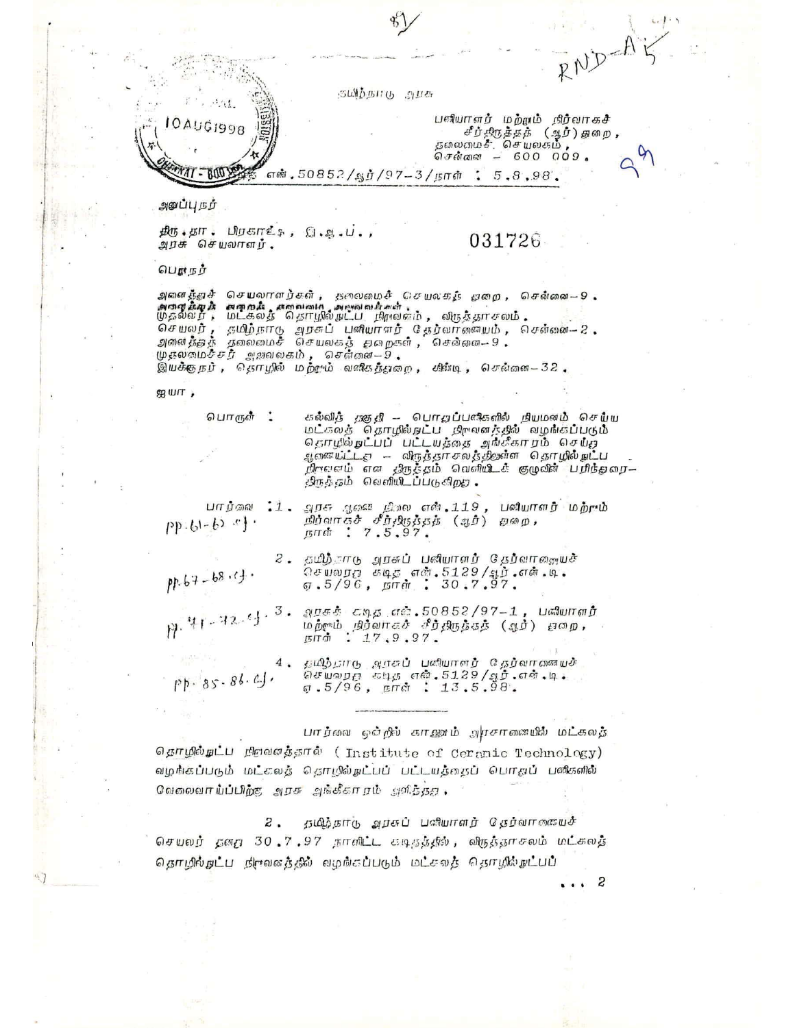தமிழ்நாடு அரசு

பணியாளர் மற்றும் நிர்வாகச் சீர்திருத்தத் (ஆர்) துறை,
தலைமைச் செயலகம்,
சென்னை – 600 009.

கடித எண்.50852/ஆர்/97-3/நாள் : 5.8.98.

031726

அனுப்புநர்

திரு. தா. பிரகாஷ், இ.ஆ.ப.,
அரசு செயலாளர்.

பெறுநர்

அனைத்துச் செயலாளர்கள், தலைமைச் செயலகத் துறை, சென்னை-9.
அனைத்துத் துறைத் தலைமை அலுவலர்கள்.
முதல்வர், மட்கலத் தொழில்நுட்ப நிறுவனம், விருத்தாசலம்.
செயலர், தமிழ்நாடு அரசுப் பணியாளர் தேர்வாணையம், சென்னை-2.
அனைத்துத் தலைமைச் செயலகத் துறைகள், சென்னை-9.
முதலமைச்சர் அலுவலகம், சென்னை-9.
இயக்குநர், தொழில் மற்றும் வணிகத்துறை, கிண்டி, சென்னை-32.

ஐயா,

பொருள் : கல்வித் தகுதி – பொதுப்பணிகளில் நியமனம் செய்ய மட்கலத் தொழில்நுட்ப நிறுவனத்தில் வழங்கப்படும் தொழில்நுட்பப் பட்டயத்தை அங்கீகாரம் செய்து ஆணையிட்டது – விருத்தாசலத்திலுள்ள தொழில்நுட்ப நிறுவனம் என திருத்தம் வெளியிடக் குழுவின் பரிந்துரை- திருத்தம் வெளியிடப்படுகிறது.

பார்வை : 1. அரசு ஆணை நிலை எண்.119, பணியாளர் மற்றும் நிர்வாகச் சீர்திருத்தத் (ஆர்) துறை, நாள் : 7.5.97.

2. தமிழ்நாடு அரசுப் பணியாளர் தேர்வாணையச் செயலரது கடித எண்.5129/ஆர்.என்.டி. ஏ.5/96, நாள் : 30.7.97.

3. அரசுக் கடித எண்.50852/97-1, பணியாளர் மற்றும் நிர்வாகச் சீர்திருத்தத் (ஆர்) துறை, நாள் : 17.9.97.

4. தமிழ்நாடு அரசுப் பணியாளர் தேர்வாணையச் செயலரது கடித எண்.5129/ஆர்.என்.டி. ஏ.5/96, நாள் : 13.5.98.

---

பார்வை ஒன்றில் காணும் அரசாணையில் மட்கலத் தொழில்நுட்ப நிறுவனத்தால் (Institute of Ceramic Technology) வழங்கப்படும் மட்கலத் தொழில்நுட்பப் பட்டயத்தைப் பொதுப் பணிகளில் வேலைவாய்ப்பிற்கு அரசு அங்கீகாரம் அளித்தது.

2. தமிழ்நாடு அரசுப் பணியாளர் தேர்வாணையச் செயலர் தனது 30.7.97 நாளிட்ட கடிதத்தில், விருத்தாசலம் மட்கலத் தொழில்நுட்ப நிறுவனத்தில் வழங்கப்படும் மட்கலத் தொழில்நுட்பப்

... 2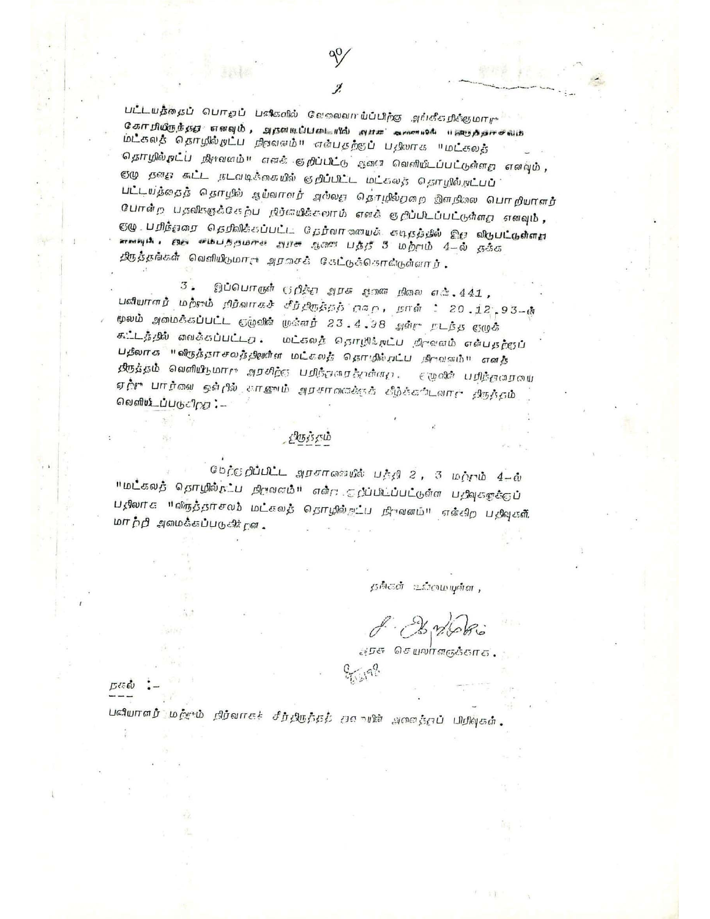பட்டயத்தைப் பொதுப் பணிகளில் வேலைவாய்ப்பிற்கு அங்கீகரிக்குமாறு கோரியிருந்தது எனவும், அடைப்படையில் அரசு ஆணையில் "விருத்தாசலம் மட்கலத் தொழில்நுட்ப நிறுவனம்" என்பதற்குப் பதிலாக "மட்கலத் தொழில்நுட்ப நிறுவனம்" எனக் குறிப்பிட்டு ஆணை வெளியிடப்பட்டுள்ளது எனவும், குழு தனது கூட்ட நடவடிக்கையில் குறிப்பிட்ட மட்கலத் தொழில்நுட்பப் பட்டயத்தைத் தொழில் ஆய்வாளர் அல்லது தொழில்துறை இளநிலை பொறியாளர் போன்ற பதவிகளுக்கேற்ப நிர்ணயிக்கலாம் எனக் குறிப்பிடப்பட்டுள்ளது எனவும், குழு பரிந்துரை தெரிவிக்கப்பட்ட தேர்வாணையக் கடிதத்தில் இது விடுபட்டுள்ளது எனவும், தொடர்புடைய அரசு ஆணை பத்தி 3 மற்றும் 4-ல் தக்க திருத்தங்கள் வெளியிடுமாறு அரசைக் கேட்டுக்கொண்டுள்ளார்.

3. இப்பொருள் குறித்து அரசு ஆணை நிலை எண்.441, பணியாளர் மற்றும் நிர்வாகச் சீர்திருத்தத் துறை, நாள் : 20.12.93-ன் மூலம் அமைக்கப்பட்ட குழுவின் முன்னர் 23.4.98 அன்று நடந்த குழுக் கூட்டத்தில் வைக்கப்பட்டது. மட்கலத் தொழில்நுட்ப நிறுவனம் என்பதற்குப் பதிலாக "விருத்தாசலத்திலுள்ள மட்கலத் தொழில்நுட்ப நிறுவனம்" எனத் திருத்தம் வெளியிடுமாறு அரசிற்கு பரிந்துரைத்தது. குழுவின் பரிந்துரையை ஏற்று பார்வை ஒன்றில் காணும் அரசாணைக்குக் கீழ்க்கண்டவாறு திருத்தம் வெளியிடப்படுகிறது:-

## திருத்தம்

மேற்குறிப்பிட்ட அரசாணையில் பத்தி 2, 3 மற்றும் 4-ல் "மட்கலத் தொழில்நுட்ப நிறுவனம்" என்று குறிப்பிடப்பட்டுள்ள பதிவுகளுக்குப் பதிலாக "விருத்தாசலம் மட்கலத் தொழில்நுட்ப நிறுவனம்" என்கிற பதிவுகள் மாற்றி அமைக்கப்படுகின்றன.

தங்கள் உண்மையுள்ள,

அரசு செயலாளருக்காக.

நகல் :-

பணியாளர் மற்றும் நிர்வாகச் சீர்திருத்தத் துறையின் அனைத்துப் பிரிவுகள்.